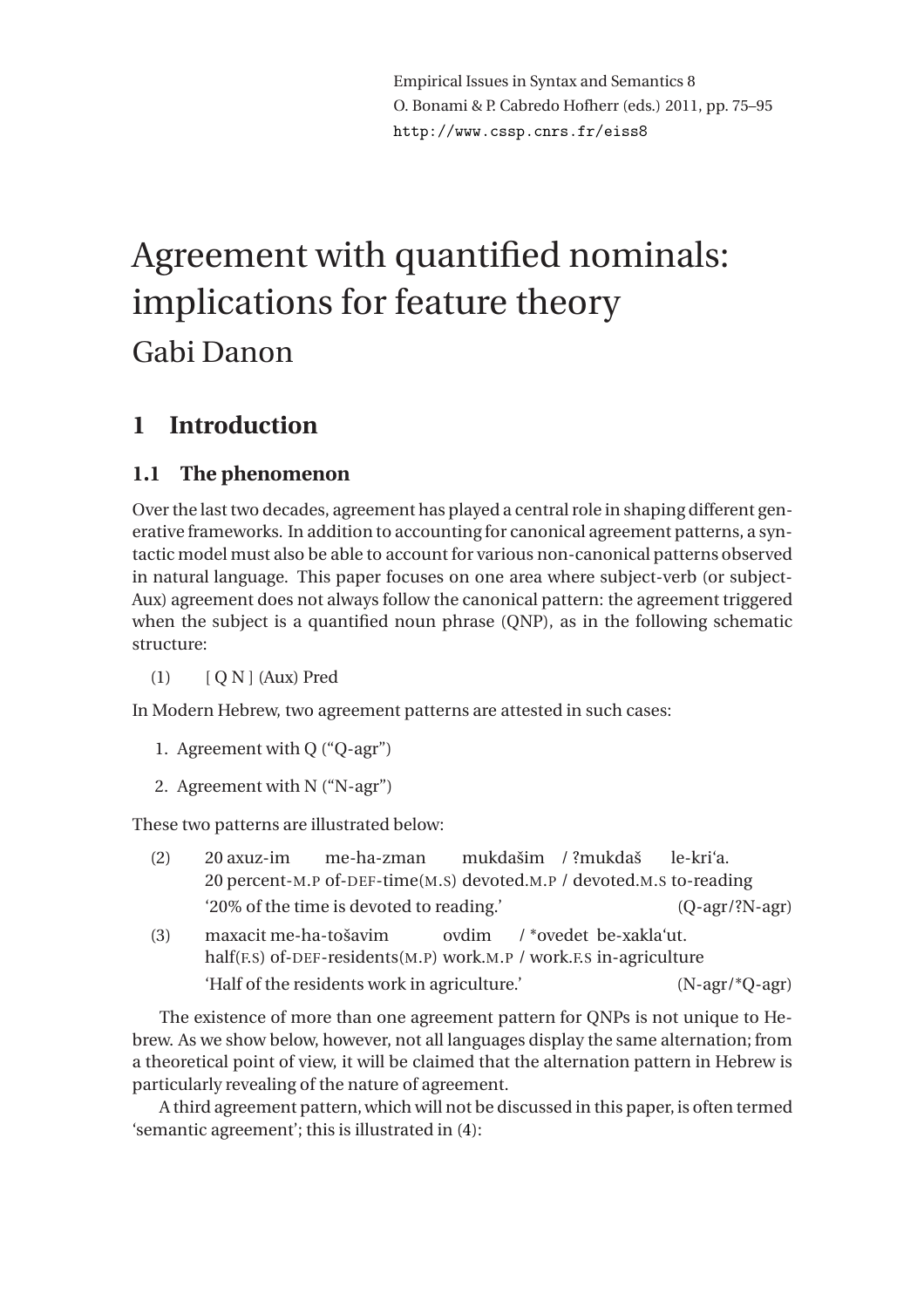Empirical Issues in Syntax and Semantics 8
O. Bonami & P. Cabredo Hofherr (eds.) 2011, pp. 75–95
http://www.cssp.cnrs.fr/eiss8

# Agreement with quantified nominals: implications for feature theory

Gabi Danon

## 1 Introduction

### 1.1 The phenomenon

Over the last two decades, agreement has played a central role in shaping different generative frameworks. In addition to accounting for canonical agreement patterns, a syntactic model must also be able to account for various non-canonical patterns observed in natural language. This paper focuses on one area where subject-verb (or subject-Aux) agreement does not always follow the canonical pattern: the agreement triggered when the subject is a quantified noun phrase (QNP), as in the following schematic structure:

(1) [ Q N ] (Aux) Pred

In Modern Hebrew, two agreement patterns are attested in such cases:

1. Agreement with Q ("Q-agr")
2. Agreement with N ("N-agr")

These two patterns are illustrated below:

(2) 20 axuz-im me-ha-zman mukdašim / ?mukdaš le-kri'a.
20 percent-M.P of-DEF-time(M.S) devoted.M.P / devoted.M.S to-reading
'20% of the time is devoted to reading.' (Q-agr/?N-agr)

(3) maxacit me-ha-tošavim ovdim / *ovedet be-xakla'ut.
half(F.S) of-DEF-residents(M.P) work.M.P / work.F.S in-agriculture
'Half of the residents work in agriculture.' (N-agr/*Q-agr)

The existence of more than one agreement pattern for QNPs is not unique to Hebrew. As we show below, however, not all languages display the same alternation; from a theoretical point of view, it will be claimed that the alternation pattern in Hebrew is particularly revealing of the nature of agreement.

A third agreement pattern, which will not be discussed in this paper, is often termed 'semantic agreement'; this is illustrated in (4):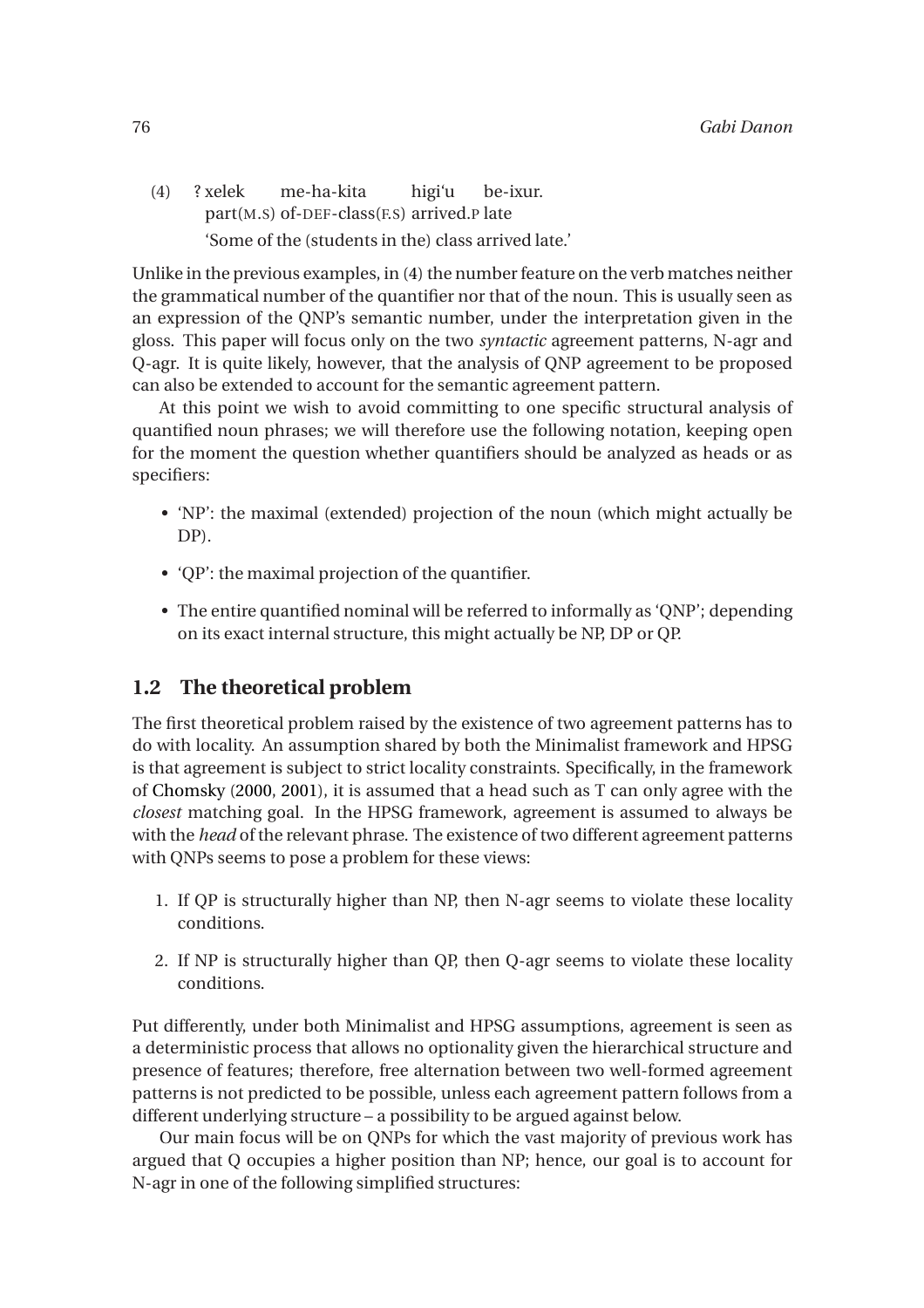(4) ? xelek me-ha-kita higi'u be-ixur.
part(M.S) of-DEF-class(F.S) arrived.P late
'Some of the (students in the) class arrived late.'

Unlike in the previous examples, in (4) the number feature on the verb matches neither the grammatical number of the quantifier nor that of the noun. This is usually seen as an expression of the QNP's semantic number, under the interpretation given in the gloss. This paper will focus only on the two *syntactic* agreement patterns, N-agr and Q-agr. It is quite likely, however, that the analysis of QNP agreement to be proposed can also be extended to account for the semantic agreement pattern.

At this point we wish to avoid committing to one specific structural analysis of quantified noun phrases; we will therefore use the following notation, keeping open for the moment the question whether quantifiers should be analyzed as heads or as specifiers:

- 'NP': the maximal (extended) projection of the noun (which might actually be DP).
- 'QP': the maximal projection of the quantifier.
- The entire quantified nominal will be referred to informally as 'QNP'; depending on its exact internal structure, this might actually be NP, DP or QP.

## 1.2 The theoretical problem

The first theoretical problem raised by the existence of two agreement patterns has to do with locality. An assumption shared by both the Minimalist framework and HPSG is that agreement is subject to strict locality constraints. Specifically, in the framework of Chomsky (2000, 2001), it is assumed that a head such as T can only agree with the *closest* matching goal. In the HPSG framework, agreement is assumed to always be with the *head* of the relevant phrase. The existence of two different agreement patterns with QNPs seems to pose a problem for these views:

1. If QP is structurally higher than NP, then N-agr seems to violate these locality conditions.
2. If NP is structurally higher than QP, then Q-agr seems to violate these locality conditions.

Put differently, under both Minimalist and HPSG assumptions, agreement is seen as a deterministic process that allows no optionality given the hierarchical structure and presence of features; therefore, free alternation between two well-formed agreement patterns is not predicted to be possible, unless each agreement pattern follows from a different underlying structure – a possibility to be argued against below.

Our main focus will be on QNPs for which the vast majority of previous work has argued that Q occupies a higher position than NP; hence, our goal is to account for N-agr in one of the following simplified structures: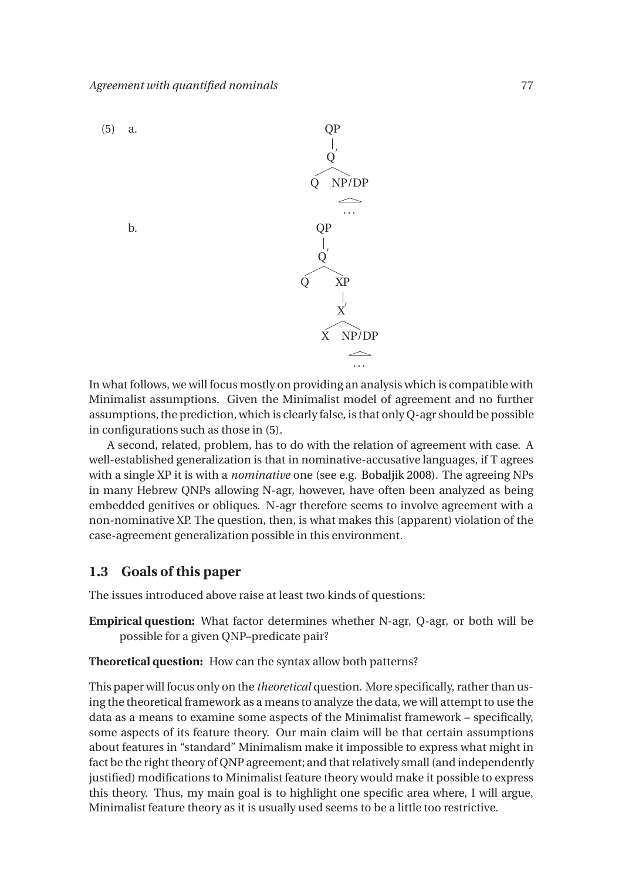(5) a.

```
      QP
      |
      Q'
     /  \
    Q   NP/DP
         /\
        ...
```

b.

```
      QP
      |
      Q'
     /  \
    Q    XP
         |
         X'
        /  \
       X   NP/DP
            /\
           ...
```

In what follows, we will focus mostly on providing an analysis which is compatible with Minimalist assumptions. Given the Minimalist model of agreement and no further assumptions, the prediction, which is clearly false, is that only Q-agr should be possible in configurations such as those in (5).

A second, related, problem, has to do with the relation of agreement with case. A well-established generalization is that in nominative-accusative languages, if T agrees with a single XP it is with a *nominative* one (see e.g. Bobaljik 2008). The agreeing NPs in many Hebrew QNPs allowing N-agr, however, have often been analyzed as being embedded genitives or obliques. N-agr therefore seems to involve agreement with a non-nominative XP. The question, then, is what makes this (apparent) violation of the case-agreement generalization possible in this environment.

## 1.3 Goals of this paper

The issues introduced above raise at least two kinds of questions:

**Empirical question:** What factor determines whether N-agr, Q-agr, or both will be possible for a given QNP–predicate pair?

**Theoretical question:** How can the syntax allow both patterns?

This paper will focus only on the *theoretical* question. More specifically, rather than using the theoretical framework as a means to analyze the data, we will attempt to use the data as a means to examine some aspects of the Minimalist framework – specifically, some aspects of its feature theory. Our main claim will be that certain assumptions about features in "standard" Minimalism make it impossible to express what might in fact be the right theory of QNP agreement; and that relatively small (and independently justified) modifications to Minimalist feature theory would make it possible to express this theory. Thus, my main goal is to highlight one specific area where, I will argue, Minimalist feature theory as it is usually used seems to be a little too restrictive.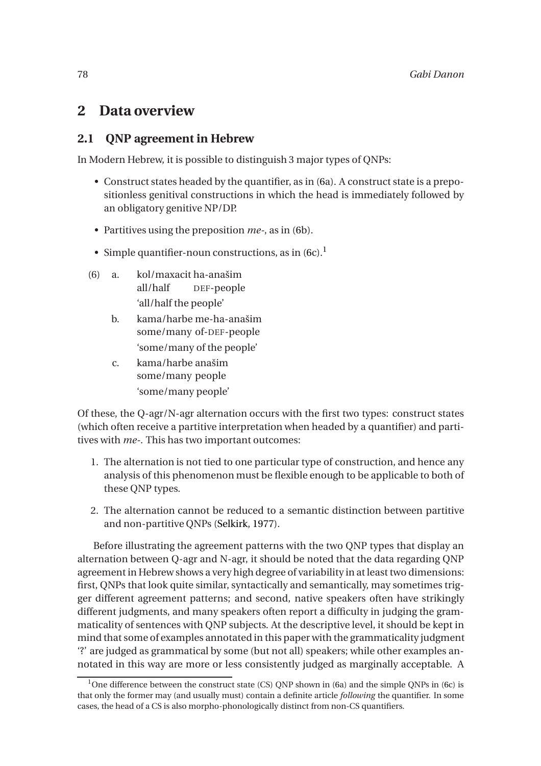## 2 Data overview

### 2.1 QNP agreement in Hebrew

In Modern Hebrew, it is possible to distinguish 3 major types of QNPs:

- Construct states headed by the quantifier, as in (6a). A construct state is a prepositionless genitival constructions in which the head is immediately followed by an obligatory genitive NP/DP.
- Partitives using the preposition *me-*, as in (6b).
- Simple quantifier-noun constructions, as in (6c).[1]

(6) a. kol/maxacit ha-anašim
 all/half DEF-people
 'all/half the people'

 b. kama/harbe me-ha-anašim
 some/many of-DEF-people
 'some/many of the people'

 c. kama/harbe anašim
 some/many people
 'some/many people'

Of these, the Q-agr/N-agr alternation occurs with the first two types: construct states (which often receive a partitive interpretation when headed by a quantifier) and partitives with *me-*. This has two important outcomes:

1. The alternation is not tied to one particular type of construction, and hence any analysis of this phenomenon must be flexible enough to be applicable to both of these QNP types.
2. The alternation cannot be reduced to a semantic distinction between partitive and non-partitive QNPs (Selkirk, 1977).

Before illustrating the agreement patterns with the two QNP types that display an alternation between Q-agr and N-agr, it should be noted that the data regarding QNP agreement in Hebrew shows a very high degree of variability in at least two dimensions: first, QNPs that look quite similar, syntactically and semantically, may sometimes trigger different agreement patterns; and second, native speakers often have strikingly different judgments, and many speakers often report a difficulty in judging the grammaticality of sentences with QNP subjects. At the descriptive level, it should be kept in mind that some of examples annotated in this paper with the grammaticality judgment '?' are judged as grammatical by some (but not all) speakers; while other examples annotated in this way are more or less consistently judged as marginally acceptable. A

[1] One difference between the construct state (CS) QNP shown in (6a) and the simple QNPs in (6c) is that only the former may (and usually must) contain a definite article *following* the quantifier. In some cases, the head of a CS is also morpho-phonologically distinct from non-CS quantifiers.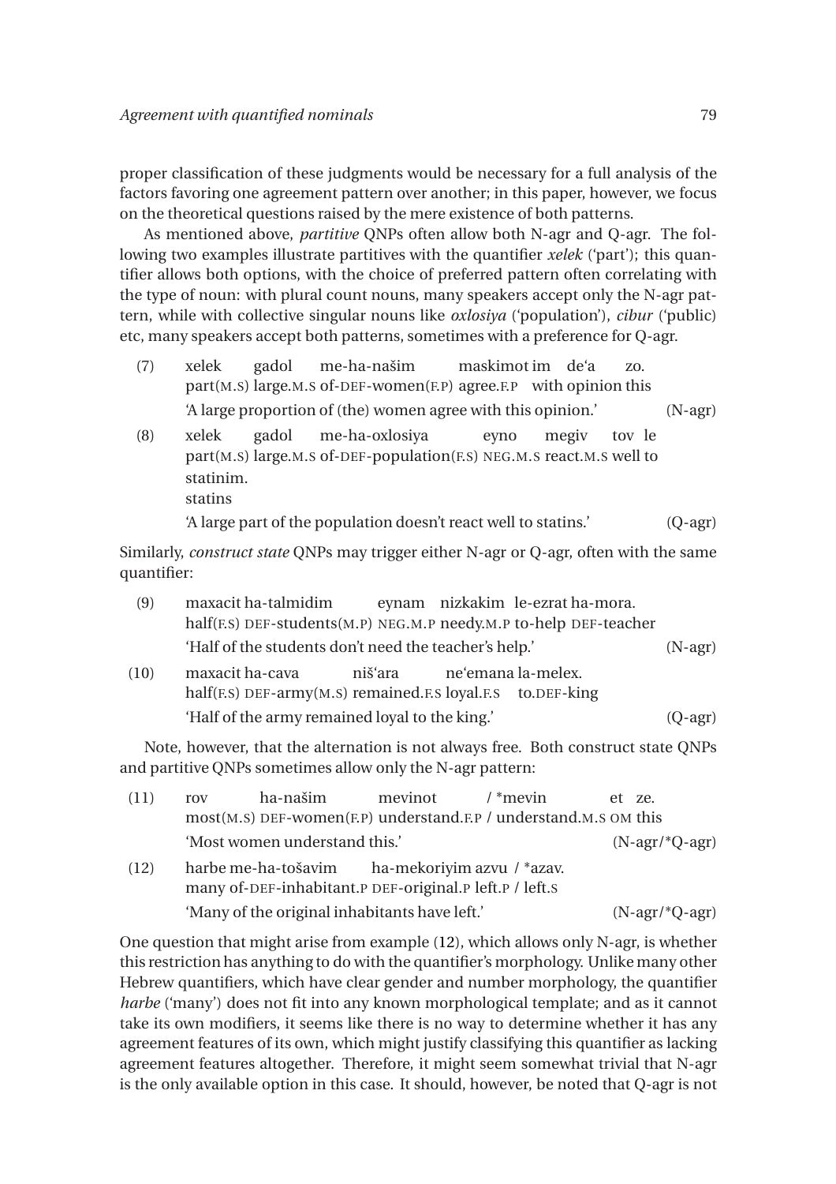proper classification of these judgments would be necessary for a full analysis of the factors favoring one agreement pattern over another; in this paper, however, we focus on the theoretical questions raised by the mere existence of both patterns.

As mentioned above, *partitive* QNPs often allow both N-agr and Q-agr. The following two examples illustrate partitives with the quantifier *xelek* ('part'); this quantifier allows both options, with the choice of preferred pattern often correlating with the type of noun: with plural count nouns, many speakers accept only the N-agr pattern, while with collective singular nouns like *oxlosiya* ('population'), *cibur* ('public) etc, many speakers accept both patterns, sometimes with a preference for Q-agr.

(7) xelek gadol me-ha-našim maskimot im de'a zo.
part(M.S) large.M.S of-DEF-women(F.P) agree.F.P with opinion this
'A large proportion of (the) women agree with this opinion.' (N-agr)

(8) xelek gadol me-ha-oxlosiya eyno megiv tov le statinim.
part(M.S) large.M.S of-DEF-population(F.S) NEG.M.S react.M.S well to statins
'A large part of the population doesn't react well to statins.' (Q-agr)

Similarly, *construct state* QNPs may trigger either N-agr or Q-agr, often with the same quantifier:

(9) maxacit ha-talmidim eynam nizkakim le-ezrat ha-mora.
half(F.S) DEF-students(M.P) NEG.M.P needy.M.P to-help DEF-teacher
'Half of the students don't need the teacher's help.' (N-agr)

(10) maxacit ha-cava niš'ara ne'emana la-melex.
half(F.S) DEF-army(M.S) remained.F.S loyal.F.S to.DEF-king
'Half of the army remained loyal to the king.' (Q-agr)

Note, however, that the alternation is not always free. Both construct state QNPs and partitive QNPs sometimes allow only the N-agr pattern:

(11) rov ha-našim mevinot / *mevin et ze.
most(M.S) DEF-women(F.P) understand.F.P / understand.M.S OM this
'Most women understand this.' (N-agr/*Q-agr)

(12) harbe me-ha-tošavim ha-mekoriyim azvu / *azav.
many of-DEF-inhabitant.P DEF-original.P left.P / left.S
'Many of the original inhabitants have left.' (N-agr/*Q-agr)

One question that might arise from example (12), which allows only N-agr, is whether this restriction has anything to do with the quantifier's morphology. Unlike many other Hebrew quantifiers, which have clear gender and number morphology, the quantifier *harbe* ('many') does not fit into any known morphological template; and as it cannot take its own modifiers, it seems like there is no way to determine whether it has any agreement features of its own, which might justify classifying this quantifier as lacking agreement features altogether. Therefore, it might seem somewhat trivial that N-agr is the only available option in this case. It should, however, be noted that Q-agr is not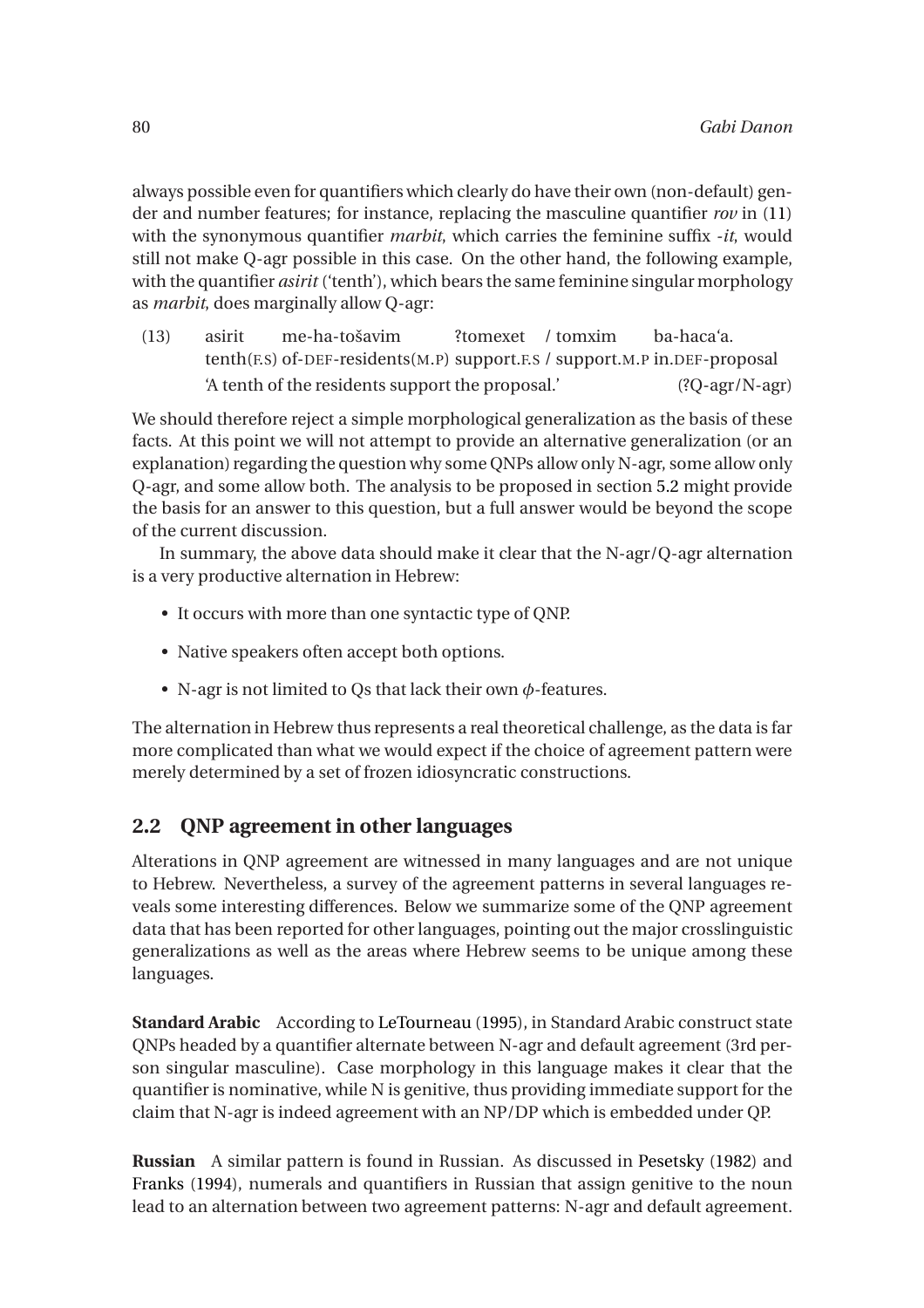always possible even for quantifiers which clearly do have their own (non-default) gender and number features; for instance, replacing the masculine quantifier *rov* in (11) with the synonymous quantifier *marbit*, which carries the feminine suffix *-it*, would still not make Q-agr possible in this case. On the other hand, the following example, with the quantifier *asirit* ('tenth'), which bears the same feminine singular morphology as *marbit*, does marginally allow Q-agr:

(13) asirit me-ha-tošavim ?tomexet / tomxim ba-haca'a.
tenth(F.S) of-DEF-residents(M.P) support.F.S / support.M.P in.DEF-proposal
'A tenth of the residents support the proposal.' (?Q-agr/N-agr)

We should therefore reject a simple morphological generalization as the basis of these facts. At this point we will not attempt to provide an alternative generalization (or an explanation) regarding the question why some QNPs allow only N-agr, some allow only Q-agr, and some allow both. The analysis to be proposed in section 5.2 might provide the basis for an answer to this question, but a full answer would be beyond the scope of the current discussion.

In summary, the above data should make it clear that the N-agr/Q-agr alternation is a very productive alternation in Hebrew:

- It occurs with more than one syntactic type of QNP.
- Native speakers often accept both options.
- N-agr is not limited to Qs that lack their own $\phi$-features.

The alternation in Hebrew thus represents a real theoretical challenge, as the data is far more complicated than what we would expect if the choice of agreement pattern were merely determined by a set of frozen idiosyncratic constructions.

## 2.2 QNP agreement in other languages

Alterations in QNP agreement are witnessed in many languages and are not unique to Hebrew. Nevertheless, a survey of the agreement patterns in several languages reveals some interesting differences. Below we summarize some of the QNP agreement data that has been reported for other languages, pointing out the major crosslinguistic generalizations as well as the areas where Hebrew seems to be unique among these languages.

**Standard Arabic** According to LeTourneau (1995), in Standard Arabic construct state QNPs headed by a quantifier alternate between N-agr and default agreement (3rd person singular masculine). Case morphology in this language makes it clear that the quantifier is nominative, while N is genitive, thus providing immediate support for the claim that N-agr is indeed agreement with an NP/DP which is embedded under QP.

**Russian** A similar pattern is found in Russian. As discussed in Pesetsky (1982) and Franks (1994), numerals and quantifiers in Russian that assign genitive to the noun lead to an alternation between two agreement patterns: N-agr and default agreement.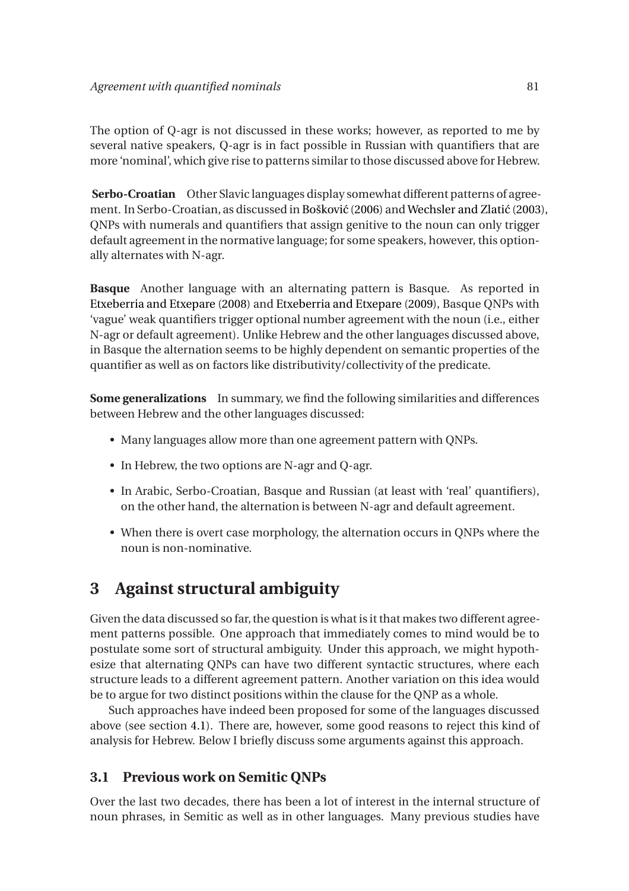The option of Q-agr is not discussed in these works; however, as reported to me by several native speakers, Q-agr is in fact possible in Russian with quantifiers that are more 'nominal', which give rise to patterns similar to those discussed above for Hebrew.

**Serbo-Croatian** Other Slavic languages display somewhat different patterns of agreement. In Serbo-Croatian, as discussed in Bošković (2006) and Wechsler and Zlatić (2003), QNPs with numerals and quantifiers that assign genitive to the noun can only trigger default agreement in the normative language; for some speakers, however, this optionally alternates with N-agr.

**Basque** Another language with an alternating pattern is Basque. As reported in Etxeberria and Etxepare (2008) and Etxeberria and Etxepare (2009), Basque QNPs with 'vague' weak quantifiers trigger optional number agreement with the noun (i.e., either N-agr or default agreement). Unlike Hebrew and the other languages discussed above, in Basque the alternation seems to be highly dependent on semantic properties of the quantifier as well as on factors like distributivity/collectivity of the predicate.

**Some generalizations** In summary, we find the following similarities and differences between Hebrew and the other languages discussed:

- Many languages allow more than one agreement pattern with QNPs.
- In Hebrew, the two options are N-agr and Q-agr.
- In Arabic, Serbo-Croatian, Basque and Russian (at least with 'real' quantifiers), on the other hand, the alternation is between N-agr and default agreement.
- When there is overt case morphology, the alternation occurs in QNPs where the noun is non-nominative.

# 3 Against structural ambiguity

Given the data discussed so far, the question is what is it that makes two different agreement patterns possible. One approach that immediately comes to mind would be to postulate some sort of structural ambiguity. Under this approach, we might hypothesize that alternating QNPs can have two different syntactic structures, where each structure leads to a different agreement pattern. Another variation on this idea would be to argue for two distinct positions within the clause for the QNP as a whole.

Such approaches have indeed been proposed for some of the languages discussed above (see section 4.1). There are, however, some good reasons to reject this kind of analysis for Hebrew. Below I briefly discuss some arguments against this approach.

## 3.1 Previous work on Semitic QNPs

Over the last two decades, there has been a lot of interest in the internal structure of noun phrases, in Semitic as well as in other languages. Many previous studies have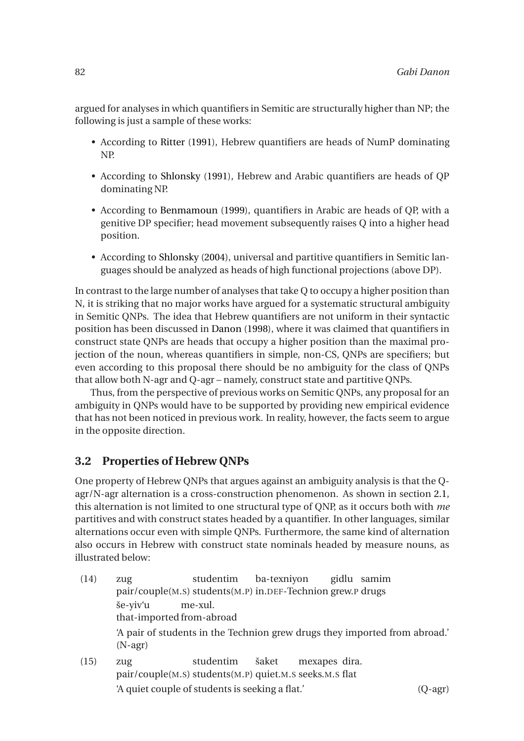argued for analyses in which quantifiers in Semitic are structurally higher than NP; the following is just a sample of these works:

- According to Ritter (1991), Hebrew quantifiers are heads of NumP dominating NP.
- According to Shlonsky (1991), Hebrew and Arabic quantifiers are heads of QP dominating NP.
- According to Benmamoun (1999), quantifiers in Arabic are heads of QP, with a genitive DP specifier; head movement subsequently raises Q into a higher head position.
- According to Shlonsky (2004), universal and partitive quantifiers in Semitic languages should be analyzed as heads of high functional projections (above DP).

In contrast to the large number of analyses that take Q to occupy a higher position than N, it is striking that no major works have argued for a systematic structural ambiguity in Semitic QNPs. The idea that Hebrew quantifiers are not uniform in their syntactic position has been discussed in Danon (1998), where it was claimed that quantifiers in construct state QNPs are heads that occupy a higher position than the maximal projection of the noun, whereas quantifiers in simple, non-CS, QNPs are specifiers; but even according to this proposal there should be no ambiguity for the class of QNPs that allow both N-agr and Q-agr – namely, construct state and partitive QNPs.

Thus, from the perspective of previous works on Semitic QNPs, any proposal for an ambiguity in QNPs would have to be supported by providing new empirical evidence that has not been noticed in previous work. In reality, however, the facts seem to argue in the opposite direction.

## 3.2 Properties of Hebrew QNPs

One property of Hebrew QNPs that argues against an ambiguity analysis is that the Q-agr/N-agr alternation is a cross-construction phenomenon. As shown in section 2.1, this alternation is not limited to one structural type of QNP, as it occurs both with *me* partitives and with construct states headed by a quantifier. In other languages, similar alternations occur even with simple QNPs. Furthermore, the same kind of alternation also occurs in Hebrew with construct state nominals headed by measure nouns, as illustrated below:

(14) zug studentim ba-texniyon gidlu samim
pair/couple(M.S) students(M.P) in.DEF-Technion grew.P drugs
še-yiv'u me-xul.
that-imported from-abroad
'A pair of students in the Technion grew drugs they imported from abroad.' (N-agr)

(15) zug studentim šaket mexapes dira.
pair/couple(M.S) students(M.P) quiet.M.S seeks.M.S flat
'A quiet couple of students is seeking a flat.' (Q-agr)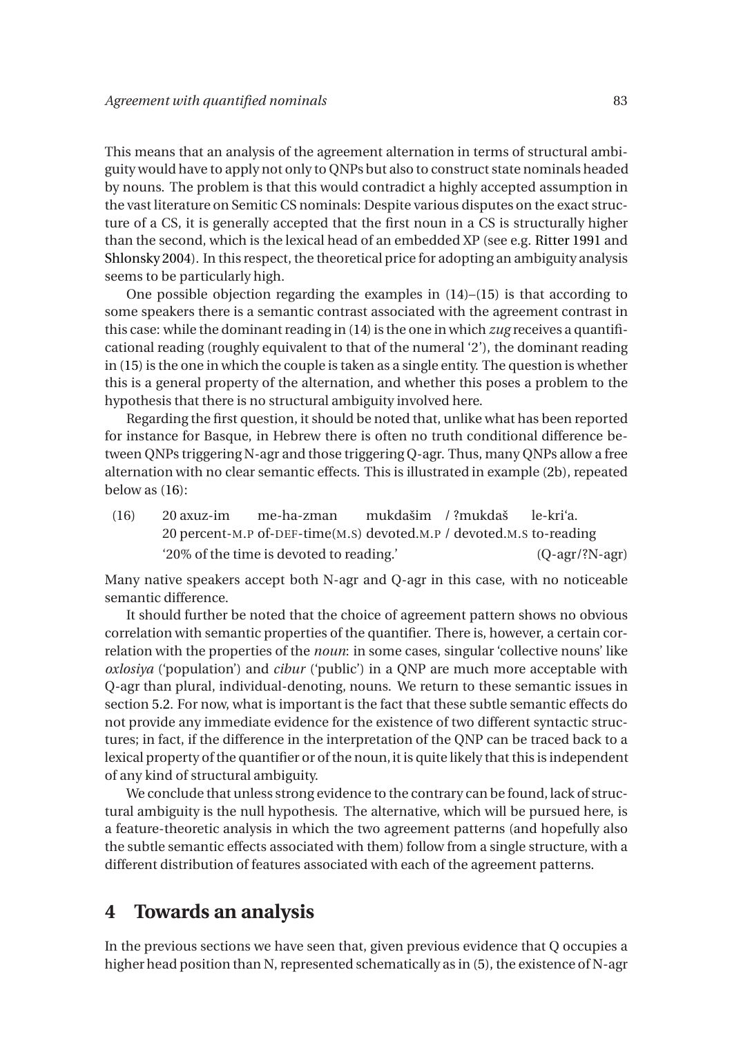This means that an analysis of the agreement alternation in terms of structural ambiguity would have to apply not only to QNPs but also to construct state nominals headed by nouns. The problem is that this would contradict a highly accepted assumption in the vast literature on Semitic CS nominals: Despite various disputes on the exact structure of a CS, it is generally accepted that the first noun in a CS is structurally higher than the second, which is the lexical head of an embedded XP (see e.g. Ritter 1991 and Shlonsky 2004). In this respect, the theoretical price for adopting an ambiguity analysis seems to be particularly high.

One possible objection regarding the examples in (14)–(15) is that according to some speakers there is a semantic contrast associated with the agreement contrast in this case: while the dominant reading in (14) is the one in which *zug* receives a quantificational reading (roughly equivalent to that of the numeral '2'), the dominant reading in (15) is the one in which the couple is taken as a single entity. The question is whether this is a general property of the alternation, and whether this poses a problem to the hypothesis that there is no structural ambiguity involved here.

Regarding the first question, it should be noted that, unlike what has been reported for instance for Basque, in Hebrew there is often no truth conditional difference between QNPs triggering N-agr and those triggering Q-agr. Thus, many QNPs allow a free alternation with no clear semantic effects. This is illustrated in example (2b), repeated below as (16):

(16) 20 axuz-im me-ha-zman mukdašim / ?mukdaš le-kri'a.
20 percent-M.P of-DEF-time(M.S) devoted.M.P / devoted.M.S to-reading
'20% of the time is devoted to reading.' (Q-agr/?N-agr)

Many native speakers accept both N-agr and Q-agr in this case, with no noticeable semantic difference.

It should further be noted that the choice of agreement pattern shows no obvious correlation with semantic properties of the quantifier. There is, however, a certain correlation with the properties of the *noun*: in some cases, singular 'collective nouns' like *oxlosiya* ('population') and *cibur* ('public') in a QNP are much more acceptable with Q-agr than plural, individual-denoting, nouns. We return to these semantic issues in section 5.2. For now, what is important is the fact that these subtle semantic effects do not provide any immediate evidence for the existence of two different syntactic structures; in fact, if the difference in the interpretation of the QNP can be traced back to a lexical property of the quantifier or of the noun, it is quite likely that this is independent of any kind of structural ambiguity.

We conclude that unless strong evidence to the contrary can be found, lack of structural ambiguity is the null hypothesis. The alternative, which will be pursued here, is a feature-theoretic analysis in which the two agreement patterns (and hopefully also the subtle semantic effects associated with them) follow from a single structure, with a different distribution of features associated with each of the agreement patterns.

## 4 Towards an analysis

In the previous sections we have seen that, given previous evidence that Q occupies a higher head position than N, represented schematically as in (5), the existence of N-agr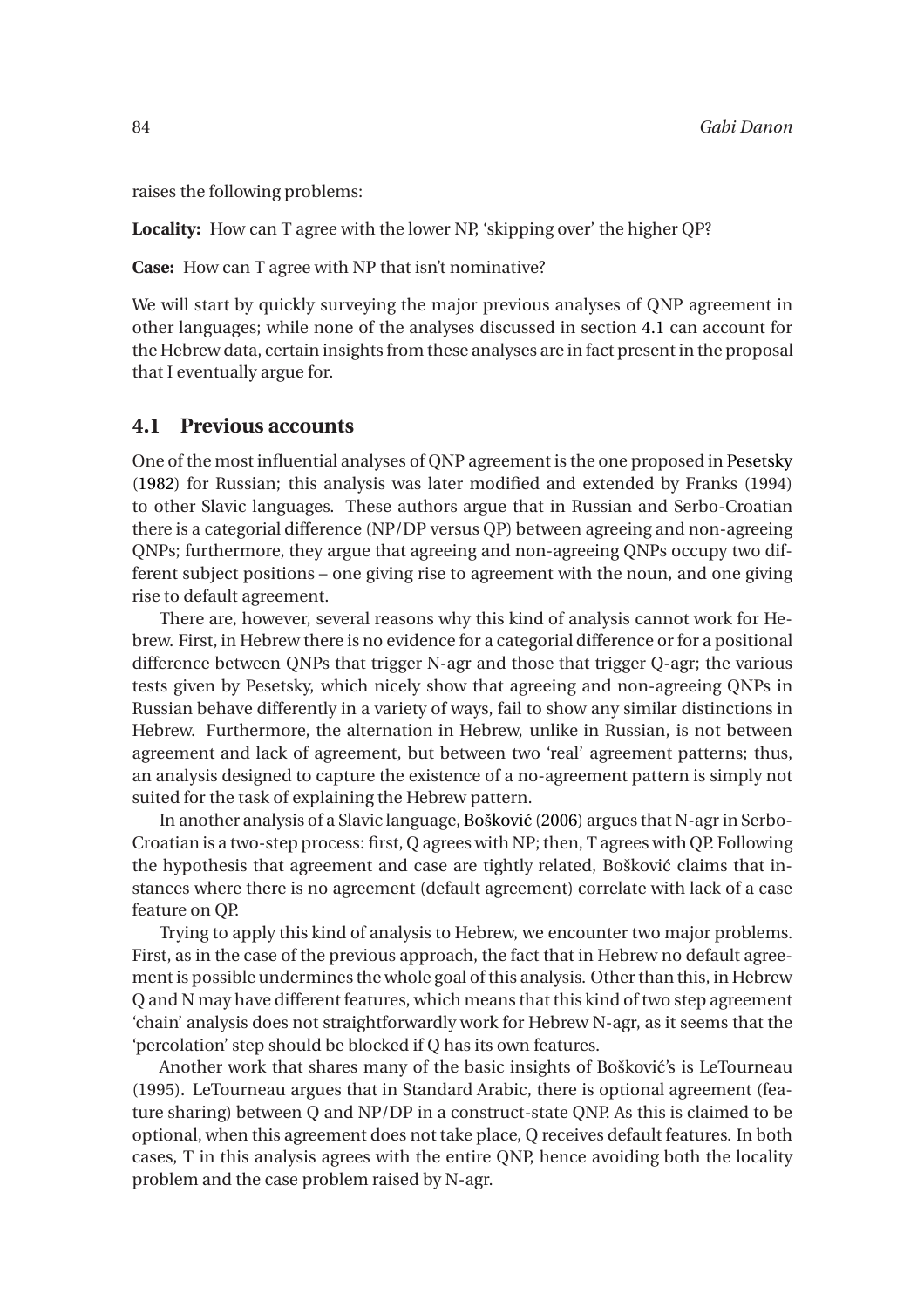raises the following problems:

**Locality:** How can T agree with the lower NP, 'skipping over' the higher QP?

**Case:** How can T agree with NP that isn't nominative?

We will start by quickly surveying the major previous analyses of QNP agreement in other languages; while none of the analyses discussed in section 4.1 can account for the Hebrew data, certain insights from these analyses are in fact present in the proposal that I eventually argue for.

## 4.1 Previous accounts

One of the most influential analyses of QNP agreement is the one proposed in Pesetsky (1982) for Russian; this analysis was later modified and extended by Franks (1994) to other Slavic languages. These authors argue that in Russian and Serbo-Croatian there is a categorial difference (NP/DP versus QP) between agreeing and non-agreeing QNPs; furthermore, they argue that agreeing and non-agreeing QNPs occupy two different subject positions – one giving rise to agreement with the noun, and one giving rise to default agreement.

There are, however, several reasons why this kind of analysis cannot work for Hebrew. First, in Hebrew there is no evidence for a categorial difference or for a positional difference between QNPs that trigger N-agr and those that trigger Q-agr; the various tests given by Pesetsky, which nicely show that agreeing and non-agreeing QNPs in Russian behave differently in a variety of ways, fail to show any similar distinctions in Hebrew. Furthermore, the alternation in Hebrew, unlike in Russian, is not between agreement and lack of agreement, but between two 'real' agreement patterns; thus, an analysis designed to capture the existence of a no-agreement pattern is simply not suited for the task of explaining the Hebrew pattern.

In another analysis of a Slavic language, Bošković (2006) argues that N-agr in Serbo-Croatian is a two-step process: first, Q agrees with NP; then, T agrees with QP. Following the hypothesis that agreement and case are tightly related, Bošković claims that instances where there is no agreement (default agreement) correlate with lack of a case feature on QP.

Trying to apply this kind of analysis to Hebrew, we encounter two major problems. First, as in the case of the previous approach, the fact that in Hebrew no default agreement is possible undermines the whole goal of this analysis. Other than this, in Hebrew Q and N may have different features, which means that this kind of two step agreement 'chain' analysis does not straightforwardly work for Hebrew N-agr, as it seems that the 'percolation' step should be blocked if Q has its own features.

Another work that shares many of the basic insights of Bošković's is LeTourneau (1995). LeTourneau argues that in Standard Arabic, there is optional agreement (feature sharing) between Q and NP/DP in a construct-state QNP. As this is claimed to be optional, when this agreement does not take place, Q receives default features. In both cases, T in this analysis agrees with the entire QNP, hence avoiding both the locality problem and the case problem raised by N-agr.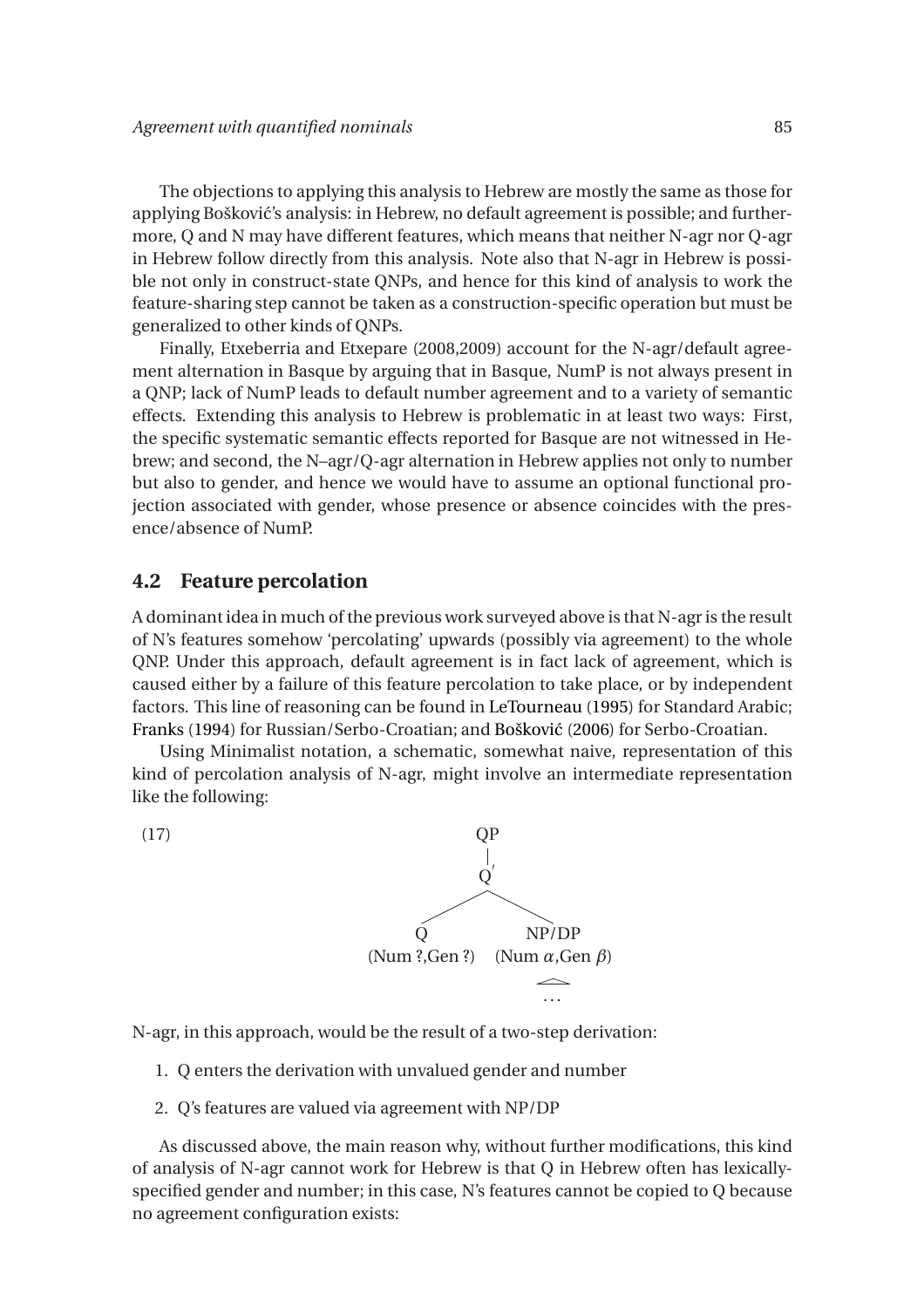The objections to applying this analysis to Hebrew are mostly the same as those for applying Bošković's analysis: in Hebrew, no default agreement is possible; and furthermore, Q and N may have different features, which means that neither N-agr nor Q-agr in Hebrew follow directly from this analysis. Note also that N-agr in Hebrew is possible not only in construct-state QNPs, and hence for this kind of analysis to work the feature-sharing step cannot be taken as a construction-specific operation but must be generalized to other kinds of QNPs.

Finally, Etxeberria and Etxepare (2008,2009) account for the N-agr/default agreement alternation in Basque by arguing that in Basque, NumP is not always present in a QNP; lack of NumP leads to default number agreement and to a variety of semantic effects. Extending this analysis to Hebrew is problematic in at least two ways: First, the specific systematic semantic effects reported for Basque are not witnessed in Hebrew; and second, the N–agr/Q-agr alternation in Hebrew applies not only to number but also to gender, and hence we would have to assume an optional functional projection associated with gender, whose presence or absence coincides with the presence/absence of NumP.

## 4.2 Feature percolation

A dominant idea in much of the previous work surveyed above is that N-agr is the result of N's features somehow 'percolating' upwards (possibly via agreement) to the whole QNP. Under this approach, default agreement is in fact lack of agreement, which is caused either by a failure of this feature percolation to take place, or by independent factors. This line of reasoning can be found in LeTourneau (1995) for Standard Arabic; Franks (1994) for Russian/Serbo-Croatian; and Bošković (2006) for Serbo-Croatian.

Using Minimalist notation, a schematic, somewhat naive, representation of this kind of percolation analysis of N-agr, might involve an intermediate representation like the following:

(17)

```
            QP
            |
            Q'
          /    \
        Q        NP/DP
(Num ?,Gen ?)   (Num α,Gen β)
                   /\
                   ...
```

N-agr, in this approach, would be the result of a two-step derivation:

1. Q enters the derivation with unvalued gender and number
2. Q's features are valued via agreement with NP/DP

As discussed above, the main reason why, without further modifications, this kind of analysis of N-agr cannot work for Hebrew is that Q in Hebrew often has lexically-specified gender and number; in this case, N's features cannot be copied to Q because no agreement configuration exists: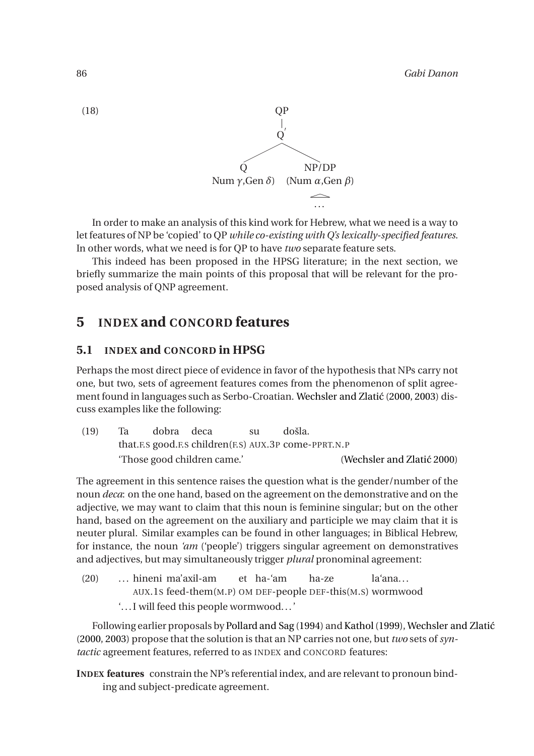(18)

```
                QP
                |
                Q'
              /    \
            Q        NP/DP
  Num γ,Gen δ)    (Num α,Gen β)
                      /\
                      ...
```

In order to make an analysis of this kind work for Hebrew, what we need is a way to let features of NP be 'copied' to QP *while co-existing with Q's lexically-specified features*. In other words, what we need is for QP to have *two* separate feature sets.

This indeed has been proposed in the HPSG literature; in the next section, we briefly summarize the main points of this proposal that will be relevant for the proposed analysis of QNP agreement.

## 5 INDEX and CONCORD features

### 5.1 INDEX and CONCORD in HPSG

Perhaps the most direct piece of evidence in favor of the hypothesis that NPs carry not one, but two, sets of agreement features comes from the phenomenon of split agreement found in languages such as Serbo-Croatian. Wechsler and Zlatić (2000, 2003) discuss examples like the following:

(19) Ta dobra deca su došla.
that.F.S good.F.S children(F.S) AUX.3P come-PPRT.N.P
'Those good children came.' (Wechsler and Zlatić 2000)

The agreement in this sentence raises the question what is the gender/number of the noun *deca*: on the one hand, based on the agreement on the demonstrative and on the adjective, we may want to claim that this noun is feminine singular; but on the other hand, based on the agreement on the auxiliary and participle we may claim that it is neuter plural. Similar examples can be found in other languages; in Biblical Hebrew, for instance, the noun *'am* ('people') triggers singular agreement on demonstratives and adjectives, but may simultaneously trigger *plural* pronominal agreement:

(20) ... hineni ma'axil-am et ha-'am ha-ze la'ana...
AUX.1S feed-them(M.P) OM DEF-people DEF-this(M.S) wormwood
'... I will feed this people wormwood...'

Following earlier proposals by Pollard and Sag (1994) and Kathol (1999), Wechsler and Zlatić (2000, 2003) propose that the solution is that an NP carries not one, but *two* sets of *syntactic* agreement features, referred to as INDEX and CONCORD features:

**INDEX features** constrain the NP's referential index, and are relevant to pronoun binding and subject-predicate agreement.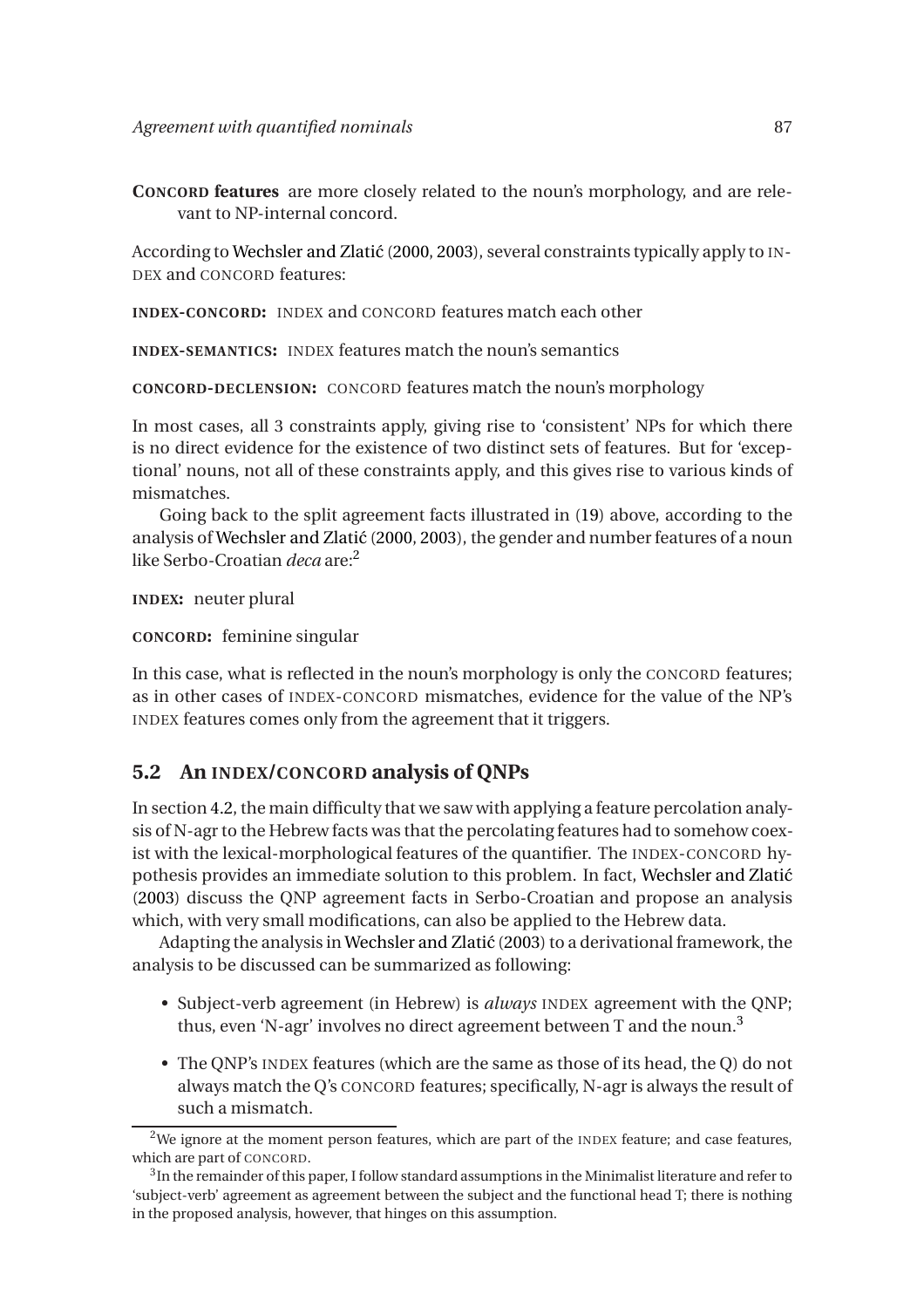**CONCORD features** are more closely related to the noun's morphology, and are relevant to NP-internal concord.

According to Wechsler and Zlatić (2000, 2003), several constraints typically apply to INDEX and CONCORD features:

**INDEX-CONCORD:** INDEX and CONCORD features match each other

**INDEX-SEMANTICS:** INDEX features match the noun's semantics

**CONCORD-DECLENSION:** CONCORD features match the noun's morphology

In most cases, all 3 constraints apply, giving rise to 'consistent' NPs for which there is no direct evidence for the existence of two distinct sets of features. But for 'exceptional' nouns, not all of these constraints apply, and this gives rise to various kinds of mismatches.

Going back to the split agreement facts illustrated in (19) above, according to the analysis of Wechsler and Zlatić (2000, 2003), the gender and number features of a noun like Serbo-Croatian *deca* are:[2]

**INDEX:** neuter plural

**CONCORD:** feminine singular

In this case, what is reflected in the noun's morphology is only the CONCORD features; as in other cases of INDEX-CONCORD mismatches, evidence for the value of the NP's INDEX features comes only from the agreement that it triggers.

## 5.2 An INDEX/CONCORD analysis of QNPs

In section 4.2, the main difficulty that we saw with applying a feature percolation analysis of N-agr to the Hebrew facts was that the percolating features had to somehow coexist with the lexical-morphological features of the quantifier. The INDEX-CONCORD hypothesis provides an immediate solution to this problem. In fact, Wechsler and Zlatić (2003) discuss the QNP agreement facts in Serbo-Croatian and propose an analysis which, with very small modifications, can also be applied to the Hebrew data.

Adapting the analysis in Wechsler and Zlatić (2003) to a derivational framework, the analysis to be discussed can be summarized as following:

- Subject-verb agreement (in Hebrew) is *always* INDEX agreement with the QNP; thus, even 'N-agr' involves no direct agreement between T and the noun.[3]
- The QNP's INDEX features (which are the same as those of its head, the Q) do not always match the Q's CONCORD features; specifically, N-agr is always the result of such a mismatch.

[2] We ignore at the moment person features, which are part of the INDEX feature; and case features, which are part of CONCORD.

[3] In the remainder of this paper, I follow standard assumptions in the Minimalist literature and refer to 'subject-verb' agreement as agreement between the subject and the functional head T; there is nothing in the proposed analysis, however, that hinges on this assumption.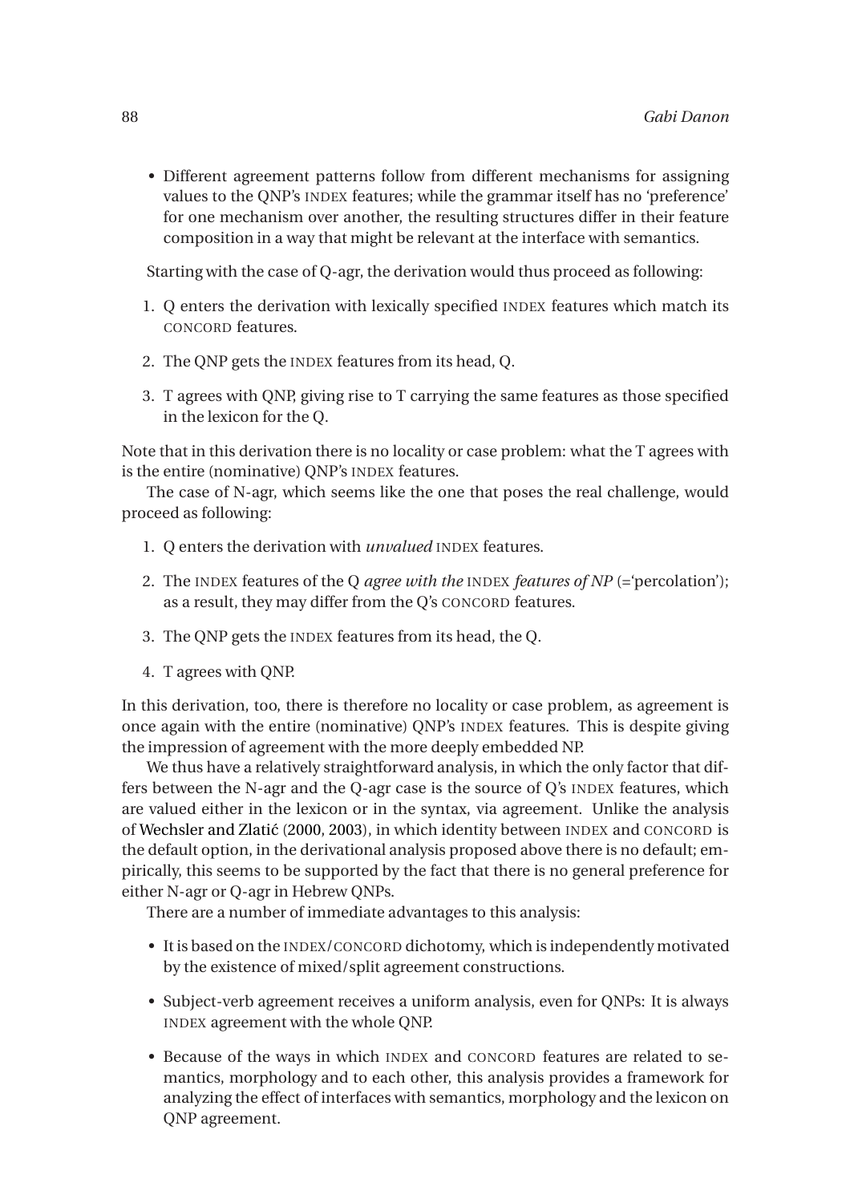- Different agreement patterns follow from different mechanisms for assigning values to the QNP's INDEX features; while the grammar itself has no 'preference' for one mechanism over another, the resulting structures differ in their feature composition in a way that might be relevant at the interface with semantics.

Starting with the case of Q-agr, the derivation would thus proceed as following:

1. Q enters the derivation with lexically specified INDEX features which match its CONCORD features.
2. The QNP gets the INDEX features from its head, Q.
3. T agrees with QNP, giving rise to T carrying the same features as those specified in the lexicon for the Q.

Note that in this derivation there is no locality or case problem: what the T agrees with is the entire (nominative) QNP's INDEX features.

The case of N-agr, which seems like the one that poses the real challenge, would proceed as following:

1. Q enters the derivation with *unvalued* INDEX features.
2. The INDEX features of the Q *agree with the* INDEX *features of NP* (='percolation'); as a result, they may differ from the Q's CONCORD features.
3. The QNP gets the INDEX features from its head, the Q.
4. T agrees with QNP.

In this derivation, too, there is therefore no locality or case problem, as agreement is once again with the entire (nominative) QNP's INDEX features. This is despite giving the impression of agreement with the more deeply embedded NP.

We thus have a relatively straightforward analysis, in which the only factor that differs between the N-agr and the Q-agr case is the source of Q's INDEX features, which are valued either in the lexicon or in the syntax, via agreement. Unlike the analysis of Wechsler and Zlatić (2000, 2003), in which identity between INDEX and CONCORD is the default option, in the derivational analysis proposed above there is no default; empirically, this seems to be supported by the fact that there is no general preference for either N-agr or Q-agr in Hebrew QNPs.

There are a number of immediate advantages to this analysis:

- It is based on the INDEX/CONCORD dichotomy, which is independently motivated by the existence of mixed/split agreement constructions.
- Subject-verb agreement receives a uniform analysis, even for QNPs: It is always INDEX agreement with the whole QNP.
- Because of the ways in which INDEX and CONCORD features are related to semantics, morphology and to each other, this analysis provides a framework for analyzing the effect of interfaces with semantics, morphology and the lexicon on QNP agreement.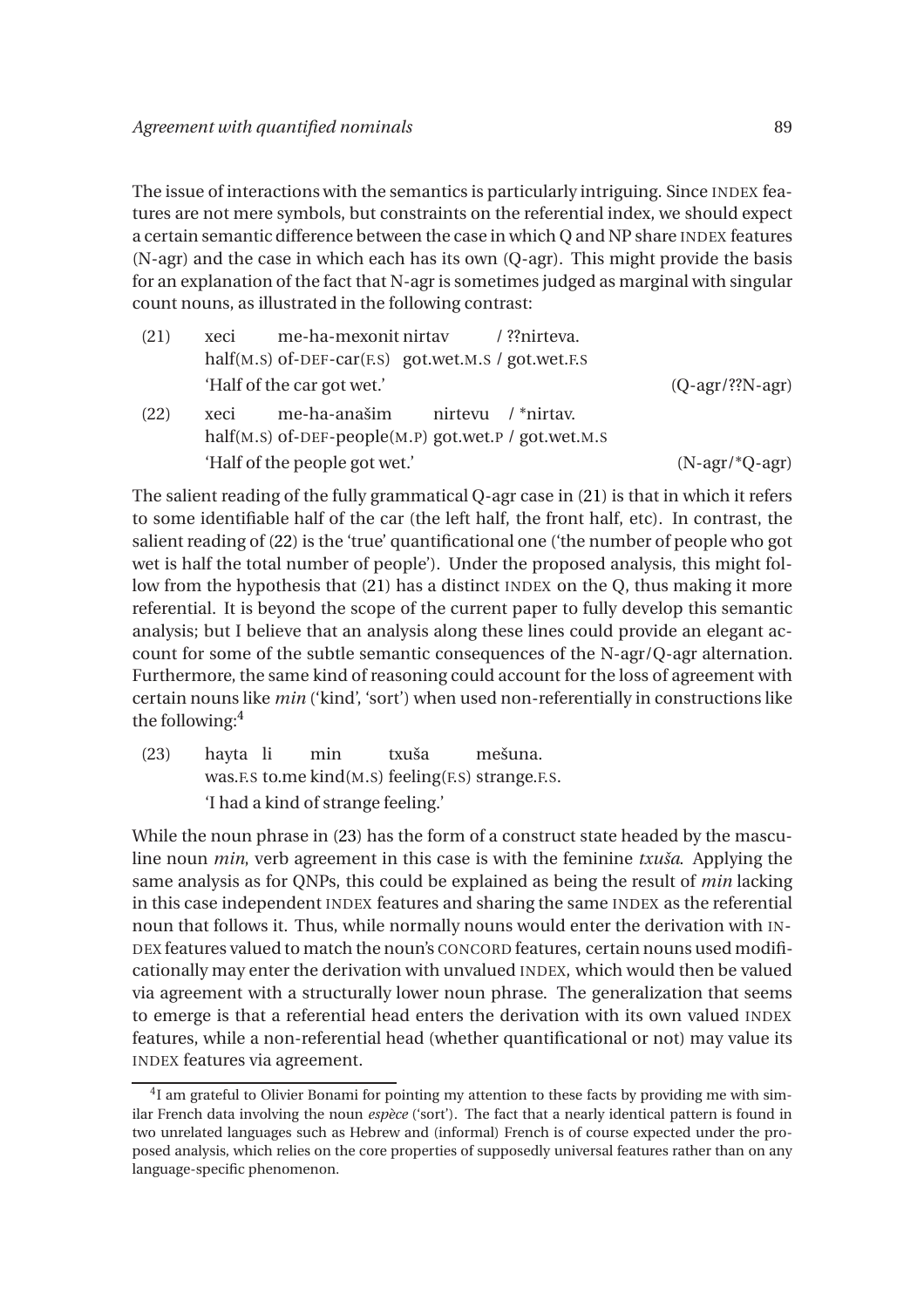The issue of interactions with the semantics is particularly intriguing. Since INDEX features are not mere symbols, but constraints on the referential index, we should expect a certain semantic difference between the case in which Q and NP share INDEX features (N-agr) and the case in which each has its own (Q-agr). This might provide the basis for an explanation of the fact that N-agr is sometimes judged as marginal with singular count nouns, as illustrated in the following contrast:

(21) xeci me-ha-mexonit nirtav / ??nirteva.
half(M.S) of-DEF-car(F.S) got.wet.M.S / got.wet.F.S
'Half of the car got wet.' (Q-agr/??N-agr)

(22) xeci me-ha-anašim nirtevu / *nirtav.
half(M.S) of-DEF-people(M.P) got.wet.P / got.wet.M.S
'Half of the people got wet.' (N-agr/*Q-agr)

The salient reading of the fully grammatical Q-agr case in (21) is that in which it refers to some identifiable half of the car (the left half, the front half, etc). In contrast, the salient reading of (22) is the 'true' quantificational one ('the number of people who got wet is half the total number of people'). Under the proposed analysis, this might follow from the hypothesis that (21) has a distinct INDEX on the Q, thus making it more referential. It is beyond the scope of the current paper to fully develop this semantic analysis; but I believe that an analysis along these lines could provide an elegant account for some of the subtle semantic consequences of the N-agr/Q-agr alternation. Furthermore, the same kind of reasoning could account for the loss of agreement with certain nouns like *min* ('kind', 'sort') when used non-referentially in constructions like the following:[4]

(23) hayta li min txuša mešuna.
was.F.S to.me kind(M.S) feeling(F.S) strange.F.S.
'I had a kind of strange feeling.'

While the noun phrase in (23) has the form of a construct state headed by the masculine noun *min*, verb agreement in this case is with the feminine *txuša*. Applying the same analysis as for QNPs, this could be explained as being the result of *min* lacking in this case independent INDEX features and sharing the same INDEX as the referential noun that follows it. Thus, while normally nouns would enter the derivation with INDEX features valued to match the noun's CONCORD features, certain nouns used modificationally may enter the derivation with unvalued INDEX, which would then be valued via agreement with a structurally lower noun phrase. The generalization that seems to emerge is that a referential head enters the derivation with its own valued INDEX features, while a non-referential head (whether quantificational or not) may value its INDEX features via agreement.

[4] I am grateful to Olivier Bonami for pointing my attention to these facts by providing me with similar French data involving the noun *espèce* ('sort'). The fact that a nearly identical pattern is found in two unrelated languages such as Hebrew and (informal) French is of course expected under the proposed analysis, which relies on the core properties of supposedly universal features rather than on any language-specific phenomenon.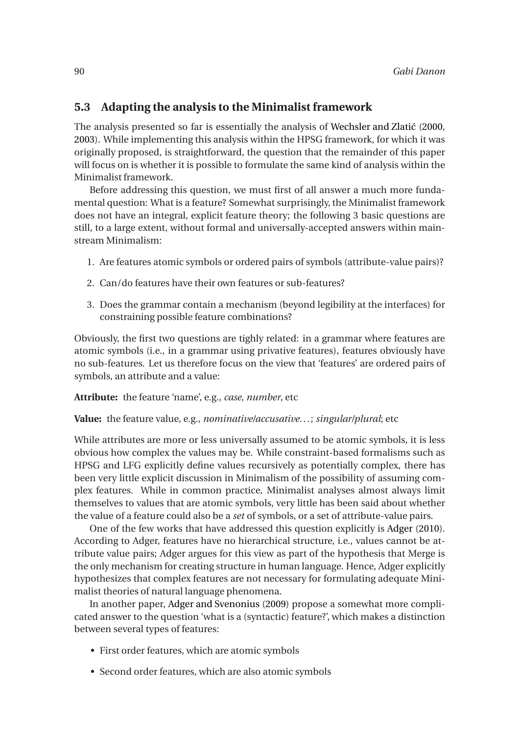## 5.3 Adapting the analysis to the Minimalist framework

The analysis presented so far is essentially the analysis of Wechsler and Zlatić (2000, 2003). While implementing this analysis within the HPSG framework, for which it was originally proposed, is straightforward, the question that the remainder of this paper will focus on is whether it is possible to formulate the same kind of analysis within the Minimalist framework.

Before addressing this question, we must first of all answer a much more fundamental question: What is a feature? Somewhat surprisingly, the Minimalist framework does not have an integral, explicit feature theory; the following 3 basic questions are still, to a large extent, without formal and universally-accepted answers within mainstream Minimalism:

1. Are features atomic symbols or ordered pairs of symbols (attribute-value pairs)?
2. Can/do features have their own features or sub-features?
3. Does the grammar contain a mechanism (beyond legibility at the interfaces) for constraining possible feature combinations?

Obviously, the first two questions are tighly related: in a grammar where features are atomic symbols (i.e., in a grammar using privative features), features obviously have no sub-features. Let us therefore focus on the view that 'features' are ordered pairs of symbols, an attribute and a value:

**Attribute:** the feature 'name', e.g., *case*, *number*, etc

**Value:** the feature value, e.g., *nominative/accusative*…; *singular/plural*; etc

While attributes are more or less universally assumed to be atomic symbols, it is less obvious how complex the values may be. While constraint-based formalisms such as HPSG and LFG explicitly define values recursively as potentially complex, there has been very little explicit discussion in Minimalism of the possibility of assuming complex features. While in common practice, Minimalist analyses almost always limit themselves to values that are atomic symbols, very little has been said about whether the value of a feature could also be a *set* of symbols, or a set of attribute-value pairs.

One of the few works that have addressed this question explicitly is Adger (2010). According to Adger, features have no hierarchical structure, i.e., values cannot be attribute value pairs; Adger argues for this view as part of the hypothesis that Merge is the only mechanism for creating structure in human language. Hence, Adger explicitly hypothesizes that complex features are not necessary for formulating adequate Minimalist theories of natural language phenomena.

In another paper, Adger and Svenonius (2009) propose a somewhat more complicated answer to the question 'what is a (syntactic) feature?', which makes a distinction between several types of features:

- First order features, which are atomic symbols
- Second order features, which are also atomic symbols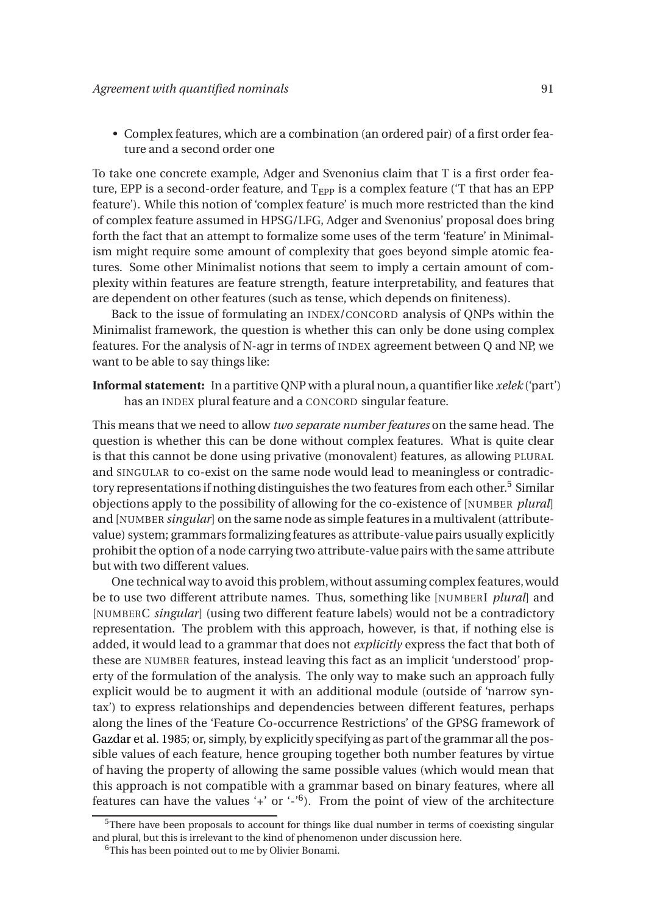- Complex features, which are a combination (an ordered pair) of a first order feature and a second order one

To take one concrete example, Adger and Svenonius claim that T is a first order feature, EPP is a second-order feature, and $T_{EPP}$ is a complex feature ('T that has an EPP feature'). While this notion of 'complex feature' is much more restricted than the kind of complex feature assumed in HPSG/LFG, Adger and Svenonius' proposal does bring forth the fact that an attempt to formalize some uses of the term 'feature' in Minimalism might require some amount of complexity that goes beyond simple atomic features. Some other Minimalist notions that seem to imply a certain amount of complexity within features are feature strength, feature interpretability, and features that are dependent on other features (such as tense, which depends on finiteness).

Back to the issue of formulating an INDEX/CONCORD analysis of QNPs within the Minimalist framework, the question is whether this can only be done using complex features. For the analysis of N-agr in terms of INDEX agreement between Q and NP, we want to be able to say things like:

**Informal statement:** In a partitive QNP with a plural noun, a quantifier like *xelek* ('part') has an INDEX plural feature and a CONCORD singular feature.

This means that we need to allow *two separate number features* on the same head. The question is whether this can be done without complex features. What is quite clear is that this cannot be done using privative (monovalent) features, as allowing PLURAL and SINGULAR to co-exist on the same node would lead to meaningless or contradictory representations if nothing distinguishes the two features from each other.[5] Similar objections apply to the possibility of allowing for the co-existence of [NUMBER *plural*] and [NUMBER *singular*] on the same node as simple features in a multivalent (attribute-value) system; grammars formalizing features as attribute-value pairs usually explicitly prohibit the option of a node carrying two attribute-value pairs with the same attribute but with two different values.

One technical way to avoid this problem, without assuming complex features, would be to use two different attribute names. Thus, something like [NUMBERI *plural*] and [NUMBERC *singular*] (using two different feature labels) would not be a contradictory representation. The problem with this approach, however, is that, if nothing else is added, it would lead to a grammar that does not *explicitly* express the fact that both of these are NUMBER features, instead leaving this fact as an implicit 'understood' property of the formulation of the analysis. The only way to make such an approach fully explicit would be to augment it with an additional module (outside of 'narrow syntax') to express relationships and dependencies between different features, perhaps along the lines of the 'Feature Co-occurrence Restrictions' of the GPSG framework of Gazdar et al. 1985; or, simply, by explicitly specifying as part of the grammar all the possible values of each feature, hence grouping together both number features by virtue of having the property of allowing the same possible values (which would mean that this approach is not compatible with a grammar based on binary features, where all features can have the values '+' or '-'[6]). From the point of view of the architecture

[5] There have been proposals to account for things like dual number in terms of coexisting singular and plural, but this is irrelevant to the kind of phenomenon under discussion here.

[6] This has been pointed out to me by Olivier Bonami.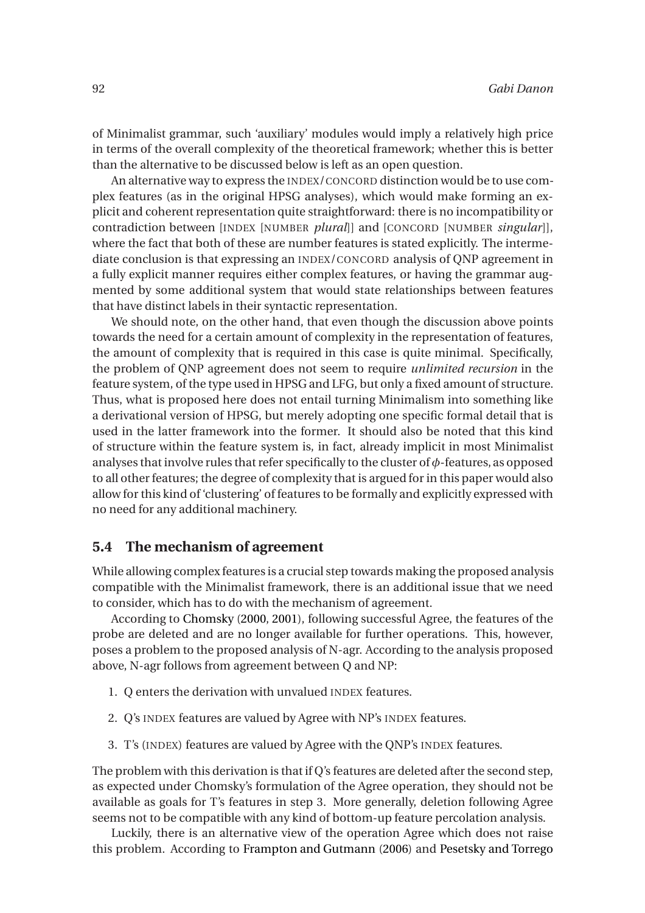of Minimalist grammar, such 'auxiliary' modules would imply a relatively high price in terms of the overall complexity of the theoretical framework; whether this is better than the alternative to be discussed below is left as an open question.

An alternative way to express the INDEX/CONCORD distinction would be to use complex features (as in the original HPSG analyses), which would make forming an explicit and coherent representation quite straightforward: there is no incompatibility or contradiction between [INDEX [NUMBER *plural*]] and [CONCORD [NUMBER *singular*]], where the fact that both of these are number features is stated explicitly. The intermediate conclusion is that expressing an INDEX/CONCORD analysis of QNP agreement in a fully explicit manner requires either complex features, or having the grammar augmented by some additional system that would state relationships between features that have distinct labels in their syntactic representation.

We should note, on the other hand, that even though the discussion above points towards the need for a certain amount of complexity in the representation of features, the amount of complexity that is required in this case is quite minimal. Specifically, the problem of QNP agreement does not seem to require *unlimited recursion* in the feature system, of the type used in HPSG and LFG, but only a fixed amount of structure. Thus, what is proposed here does not entail turning Minimalism into something like a derivational version of HPSG, but merely adopting one specific formal detail that is used in the latter framework into the former. It should also be noted that this kind of structure within the feature system is, in fact, already implicit in most Minimalist analyses that involve rules that refer specifically to the cluster of $\phi$-features, as opposed to all other features; the degree of complexity that is argued for in this paper would also allow for this kind of 'clustering' of features to be formally and explicitly expressed with no need for any additional machinery.

## 5.4 The mechanism of agreement

While allowing complex features is a crucial step towards making the proposed analysis compatible with the Minimalist framework, there is an additional issue that we need to consider, which has to do with the mechanism of agreement.

According to Chomsky (2000, 2001), following successful Agree, the features of the probe are deleted and are no longer available for further operations. This, however, poses a problem to the proposed analysis of N-agr. According to the analysis proposed above, N-agr follows from agreement between Q and NP:

1. Q enters the derivation with unvalued INDEX features.
2. Q's INDEX features are valued by Agree with NP's INDEX features.
3. T's (INDEX) features are valued by Agree with the QNP's INDEX features.

The problem with this derivation is that if Q's features are deleted after the second step, as expected under Chomsky's formulation of the Agree operation, they should not be available as goals for T's features in step 3. More generally, deletion following Agree seems not to be compatible with any kind of bottom-up feature percolation analysis.

Luckily, there is an alternative view of the operation Agree which does not raise this problem. According to Frampton and Gutmann (2006) and Pesetsky and Torrego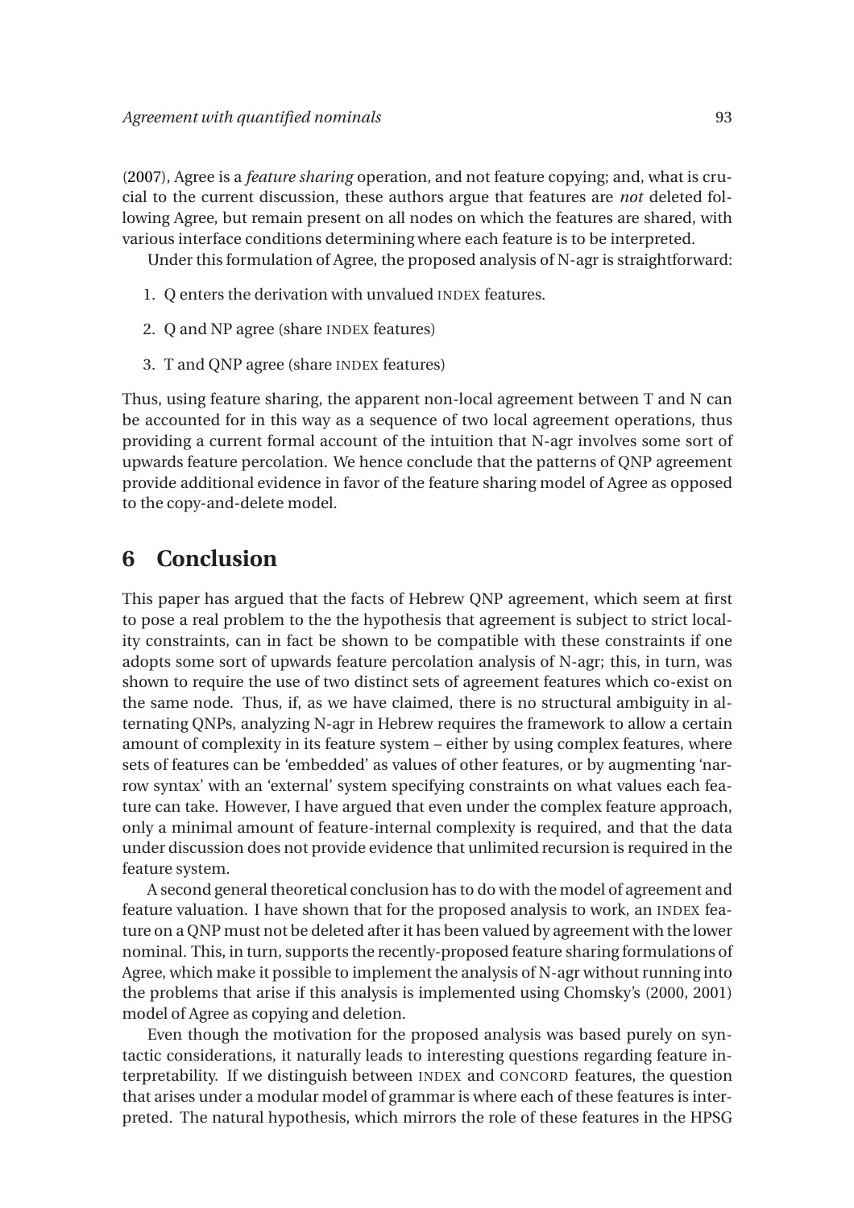(2007), Agree is a *feature sharing* operation, and not feature copying; and, what is crucial to the current discussion, these authors argue that features are *not* deleted following Agree, but remain present on all nodes on which the features are shared, with various interface conditions determining where each feature is to be interpreted.

Under this formulation of Agree, the proposed analysis of N-agr is straightforward:

1. Q enters the derivation with unvalued INDEX features.
2. Q and NP agree (share INDEX features)
3. T and QNP agree (share INDEX features)

Thus, using feature sharing, the apparent non-local agreement between T and N can be accounted for in this way as a sequence of two local agreement operations, thus providing a current formal account of the intuition that N-agr involves some sort of upwards feature percolation. We hence conclude that the patterns of QNP agreement provide additional evidence in favor of the feature sharing model of Agree as opposed to the copy-and-delete model.

## 6 Conclusion

This paper has argued that the facts of Hebrew QNP agreement, which seem at first to pose a real problem to the the hypothesis that agreement is subject to strict locality constraints, can in fact be shown to be compatible with these constraints if one adopts some sort of upwards feature percolation analysis of N-agr; this, in turn, was shown to require the use of two distinct sets of agreement features which co-exist on the same node. Thus, if, as we have claimed, there is no structural ambiguity in alternating QNPs, analyzing N-agr in Hebrew requires the framework to allow a certain amount of complexity in its feature system – either by using complex features, where sets of features can be 'embedded' as values of other features, or by augmenting 'narrow syntax' with an 'external' system specifying constraints on what values each feature can take. However, I have argued that even under the complex feature approach, only a minimal amount of feature-internal complexity is required, and that the data under discussion does not provide evidence that unlimited recursion is required in the feature system.

A second general theoretical conclusion has to do with the model of agreement and feature valuation. I have shown that for the proposed analysis to work, an INDEX feature on a QNP must not be deleted after it has been valued by agreement with the lower nominal. This, in turn, supports the recently-proposed feature sharing formulations of Agree, which make it possible to implement the analysis of N-agr without running into the problems that arise if this analysis is implemented using Chomsky's (2000, 2001) model of Agree as copying and deletion.

Even though the motivation for the proposed analysis was based purely on syntactic considerations, it naturally leads to interesting questions regarding feature interpretability. If we distinguish between INDEX and CONCORD features, the question that arises under a modular model of grammar is where each of these features is interpreted. The natural hypothesis, which mirrors the role of these features in the HPSG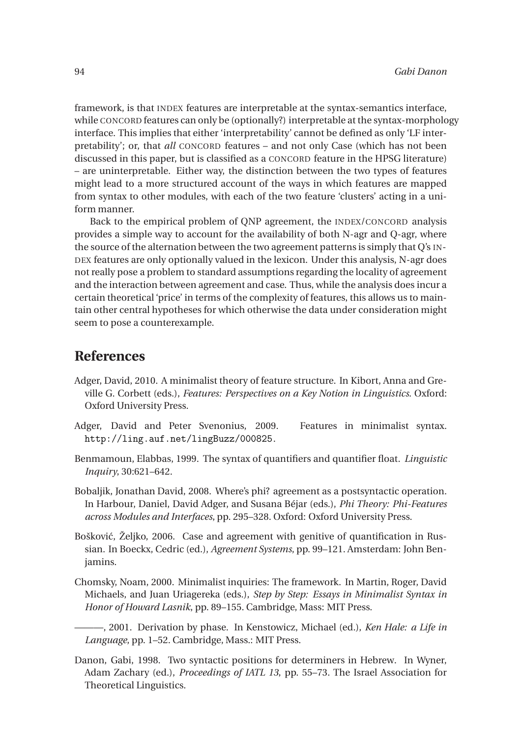framework, is that INDEX features are interpretable at the syntax-semantics interface, while CONCORD features can only be (optionally?) interpretable at the syntax-morphology interface. This implies that either 'interpretability' cannot be defined as only 'LF interpretability'; or, that *all* CONCORD features – and not only Case (which has not been discussed in this paper, but is classified as a CONCORD feature in the HPSG literature) – are uninterpretable. Either way, the distinction between the two types of features might lead to a more structured account of the ways in which features are mapped from syntax to other modules, with each of the two feature 'clusters' acting in a uniform manner.

Back to the empirical problem of QNP agreement, the INDEX/CONCORD analysis provides a simple way to account for the availability of both N-agr and Q-agr, where the source of the alternation between the two agreement patterns is simply that Q's INDEX features are only optionally valued in the lexicon. Under this analysis, N-agr does not really pose a problem to standard assumptions regarding the locality of agreement and the interaction between agreement and case. Thus, while the analysis does incur a certain theoretical 'price' in terms of the complexity of features, this allows us to maintain other central hypotheses for which otherwise the data under consideration might seem to pose a counterexample.

## References

Adger, David, 2010. A minimalist theory of feature structure. In Kibort, Anna and Greville G. Corbett (eds.), *Features: Perspectives on a Key Notion in Linguistics*. Oxford: Oxford University Press.

Adger, David and Peter Svenonius, 2009. Features in minimalist syntax. http://ling.auf.net/lingBuzz/000825.

Benmamoun, Elabbas, 1999. The syntax of quantifiers and quantifier float. *Linguistic Inquiry*, 30:621–642.

Bobaljik, Jonathan David, 2008. Where's phi? agreement as a postsyntactic operation. In Harbour, Daniel, David Adger, and Susana Béjar (eds.), *Phi Theory: Phi-Features across Modules and Interfaces*, pp. 295–328. Oxford: Oxford University Press.

Bošković, Željko, 2006. Case and agreement with genitive of quantification in Russian. In Boeckx, Cedric (ed.), *Agreement Systems*, pp. 99–121. Amsterdam: John Benjamins.

Chomsky, Noam, 2000. Minimalist inquiries: The framework. In Martin, Roger, David Michaels, and Juan Uriagereka (eds.), *Step by Step: Essays in Minimalist Syntax in Honor of Howard Lasnik*, pp. 89–155. Cambridge, Mass: MIT Press.

———, 2001. Derivation by phase. In Kenstowicz, Michael (ed.), *Ken Hale: a Life in Language*, pp. 1–52. Cambridge, Mass.: MIT Press.

Danon, Gabi, 1998. Two syntactic positions for determiners in Hebrew. In Wyner, Adam Zachary (ed.), *Proceedings of IATL 13*, pp. 55–73. The Israel Association for Theoretical Linguistics.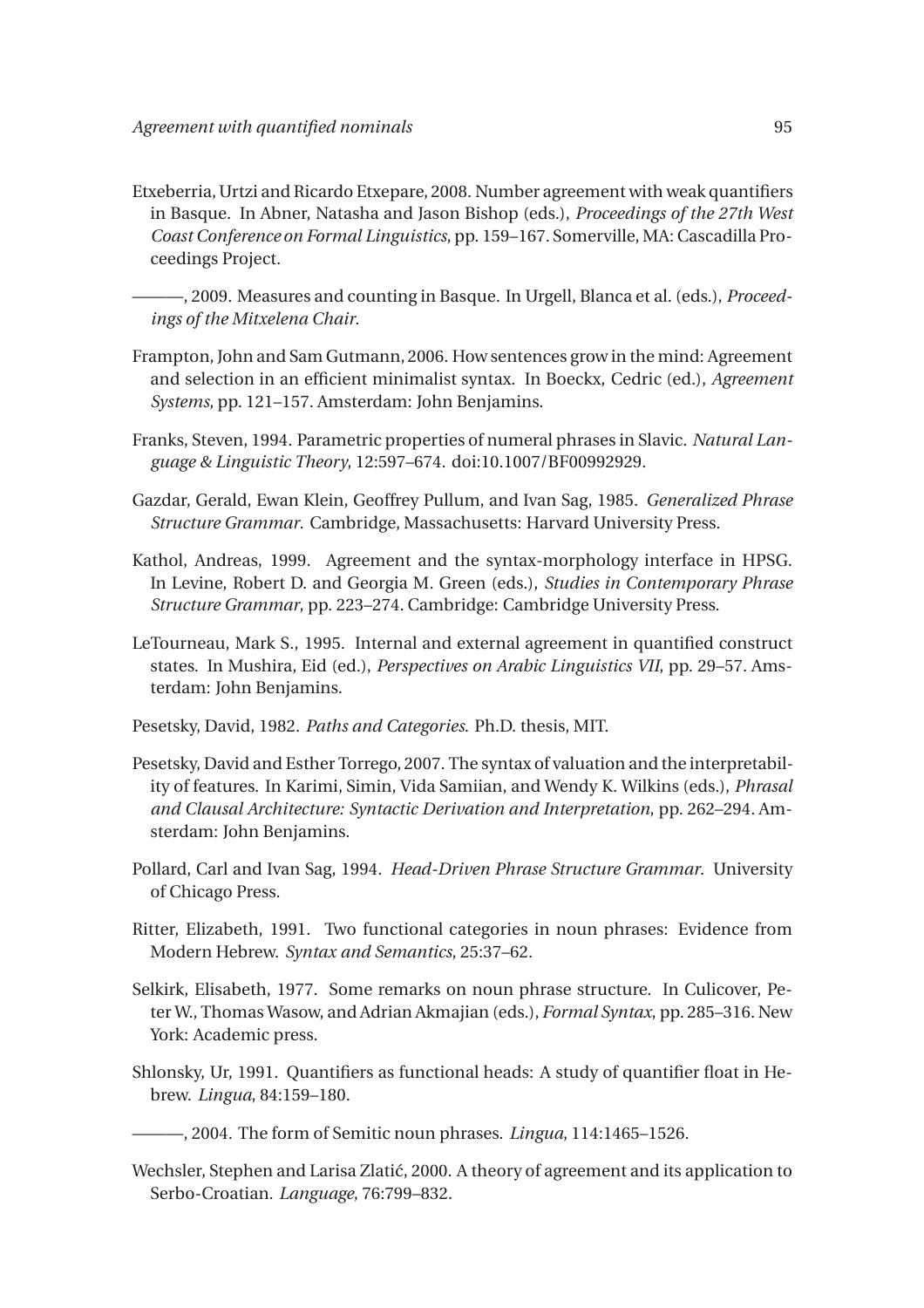Etxeberria, Urtzi and Ricardo Etxepare, 2008. Number agreement with weak quantifiers in Basque. In Abner, Natasha and Jason Bishop (eds.), *Proceedings of the 27th West Coast Conference on Formal Linguistics*, pp. 159–167. Somerville, MA: Cascadilla Proceedings Project.

———, 2009. Measures and counting in Basque. In Urgell, Blanca et al. (eds.), *Proceedings of the Mitxelena Chair*.

Frampton, John and Sam Gutmann, 2006. How sentences grow in the mind: Agreement and selection in an efficient minimalist syntax. In Boeckx, Cedric (ed.), *Agreement Systems*, pp. 121–157. Amsterdam: John Benjamins.

Franks, Steven, 1994. Parametric properties of numeral phrases in Slavic. *Natural Language & Linguistic Theory*, 12:597–674. doi:10.1007/BF00992929.

Gazdar, Gerald, Ewan Klein, Geoffrey Pullum, and Ivan Sag, 1985. *Generalized Phrase Structure Grammar*. Cambridge, Massachusetts: Harvard University Press.

Kathol, Andreas, 1999. Agreement and the syntax-morphology interface in HPSG. In Levine, Robert D. and Georgia M. Green (eds.), *Studies in Contemporary Phrase Structure Grammar*, pp. 223–274. Cambridge: Cambridge University Press.

LeTourneau, Mark S., 1995. Internal and external agreement in quantified construct states. In Mushira, Eid (ed.), *Perspectives on Arabic Linguistics VII*, pp. 29–57. Amsterdam: John Benjamins.

Pesetsky, David, 1982. *Paths and Categories*. Ph.D. thesis, MIT.

Pesetsky, David and Esther Torrego, 2007. The syntax of valuation and the interpretability of features. In Karimi, Simin, Vida Samiian, and Wendy K. Wilkins (eds.), *Phrasal and Clausal Architecture: Syntactic Derivation and Interpretation*, pp. 262–294. Amsterdam: John Benjamins.

Pollard, Carl and Ivan Sag, 1994. *Head-Driven Phrase Structure Grammar*. University of Chicago Press.

Ritter, Elizabeth, 1991. Two functional categories in noun phrases: Evidence from Modern Hebrew. *Syntax and Semantics*, 25:37–62.

Selkirk, Elisabeth, 1977. Some remarks on noun phrase structure. In Culicover, Peter W., Thomas Wasow, and Adrian Akmajian (eds.), *Formal Syntax*, pp. 285–316. New York: Academic press.

Shlonsky, Ur, 1991. Quantifiers as functional heads: A study of quantifier float in Hebrew. *Lingua*, 84:159–180.

———, 2004. The form of Semitic noun phrases. *Lingua*, 114:1465–1526.

Wechsler, Stephen and Larisa Zlatić, 2000. A theory of agreement and its application to Serbo-Croatian. *Language*, 76:799–832.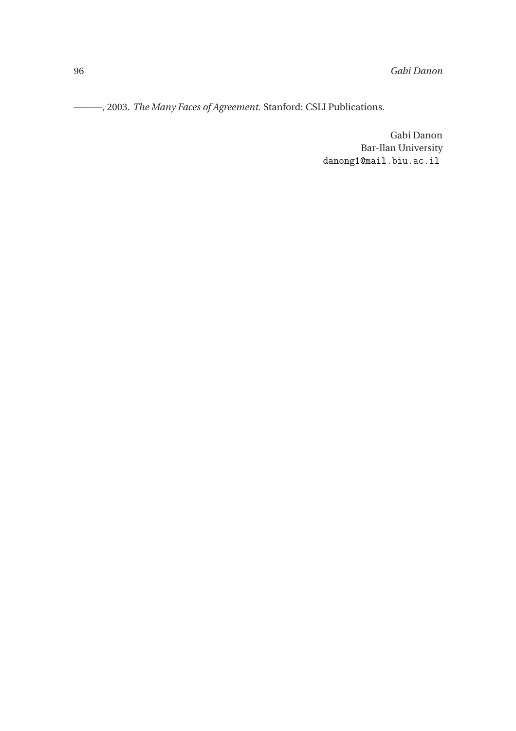———, 2003. *The Many Faces of Agreement*. Stanford: CSLI Publications.

Gabi Danon
Bar-Ilan University
danong1@mail.biu.ac.il